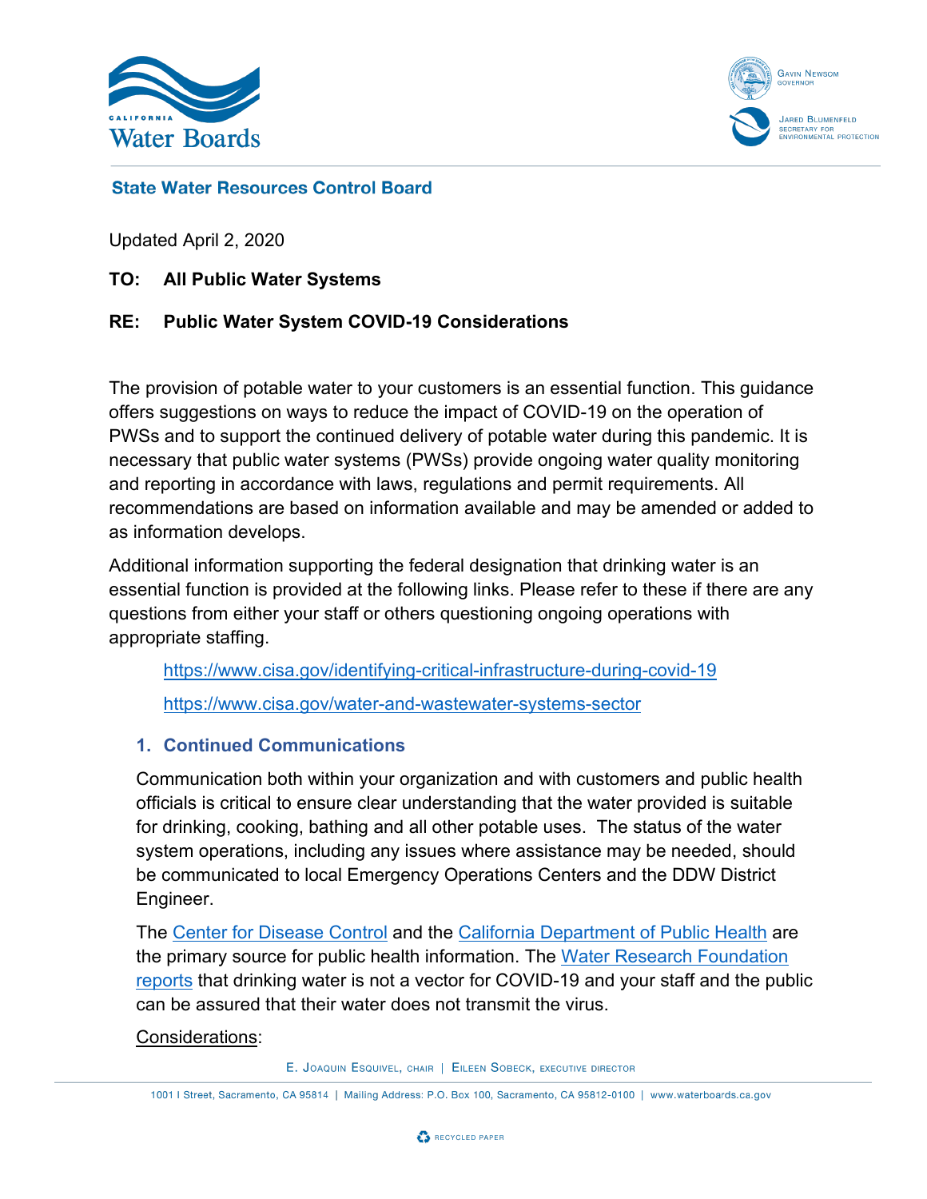California Water Boards

Gavin Newsom, Governor

Jared Blumenfeld, Secretary for Environmental Protection

**State Water Resources Control Board**

Updated April 2, 2020

**TO: All Public Water Systems**

**RE: Public Water System COVID-19 Considerations**

The provision of potable water to your customers is an essential function. This guidance offers suggestions on ways to reduce the impact of COVID-19 on the operation of PWSs and to support the continued delivery of potable water during this pandemic. It is necessary that public water systems (PWSs) provide ongoing water quality monitoring and reporting in accordance with laws, regulations and permit requirements. All recommendations are based on information available and may be amended or added to as information develops.

Additional information supporting the federal designation that drinking water is an essential function is provided at the following links. Please refer to these if there are any questions from either your staff or others questioning ongoing operations with appropriate staffing.

https://www.cisa.gov/identifying-critical-infrastructure-during-covid-19

https://www.cisa.gov/water-and-wastewater-systems-sector

## 1. Continued Communications

Communication both within your organization and with customers and public health officials is critical to ensure clear understanding that the water provided is suitable for drinking, cooking, bathing and all other potable uses. The status of the water system operations, including any issues where assistance may be needed, should be communicated to local Emergency Operations Centers and the DDW District Engineer.

The Center for Disease Control and the California Department of Public Health are the primary source for public health information. The Water Research Foundation reports that drinking water is not a vector for COVID-19 and your staff and the public can be assured that their water does not transmit the virus.

Considerations:

E. Joaquin Esquivel, chair | Eileen Sobeck, executive director

1001 I Street, Sacramento, CA 95814 | Mailing Address: P.O. Box 100, Sacramento, CA 95812-0100 | www.waterboards.ca.gov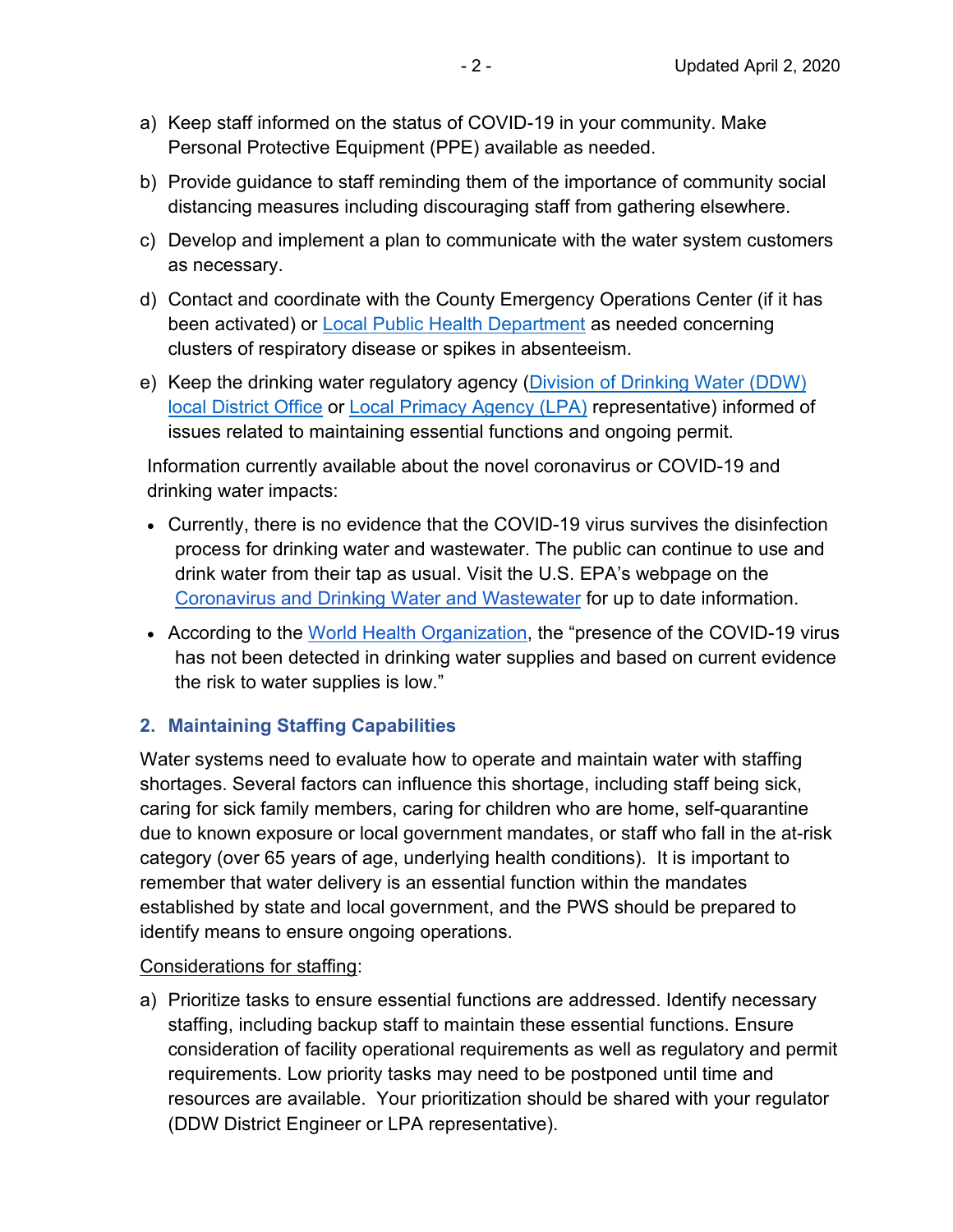a) Keep staff informed on the status of COVID-19 in your community. Make Personal Protective Equipment (PPE) available as needed.

b) Provide guidance to staff reminding them of the importance of community social distancing measures including discouraging staff from gathering elsewhere.

c) Develop and implement a plan to communicate with the water system customers as necessary.

d) Contact and coordinate with the County Emergency Operations Center (if it has been activated) or Local Public Health Department as needed concerning clusters of respiratory disease or spikes in absenteeism.

e) Keep the drinking water regulatory agency (Division of Drinking Water (DDW) local District Office or Local Primacy Agency (LPA) representative) informed of issues related to maintaining essential functions and ongoing permit.

Information currently available about the novel coronavirus or COVID-19 and drinking water impacts:

- Currently, there is no evidence that the COVID-19 virus survives the disinfection process for drinking water and wastewater. The public can continue to use and drink water from their tap as usual. Visit the U.S. EPA's webpage on the Coronavirus and Drinking Water and Wastewater for up to date information.
- According to the World Health Organization, the "presence of the COVID-19 virus has not been detected in drinking water supplies and based on current evidence the risk to water supplies is low."

## 2. Maintaining Staffing Capabilities

Water systems need to evaluate how to operate and maintain water with staffing shortages. Several factors can influence this shortage, including staff being sick, caring for sick family members, caring for children who are home, self-quarantine due to known exposure or local government mandates, or staff who fall in the at-risk category (over 65 years of age, underlying health conditions). It is important to remember that water delivery is an essential function within the mandates established by state and local government, and the PWS should be prepared to identify means to ensure ongoing operations.

Considerations for staffing:

a) Prioritize tasks to ensure essential functions are addressed. Identify necessary staffing, including backup staff to maintain these essential functions. Ensure consideration of facility operational requirements as well as regulatory and permit requirements. Low priority tasks may need to be postponed until time and resources are available. Your prioritization should be shared with your regulator (DDW District Engineer or LPA representative).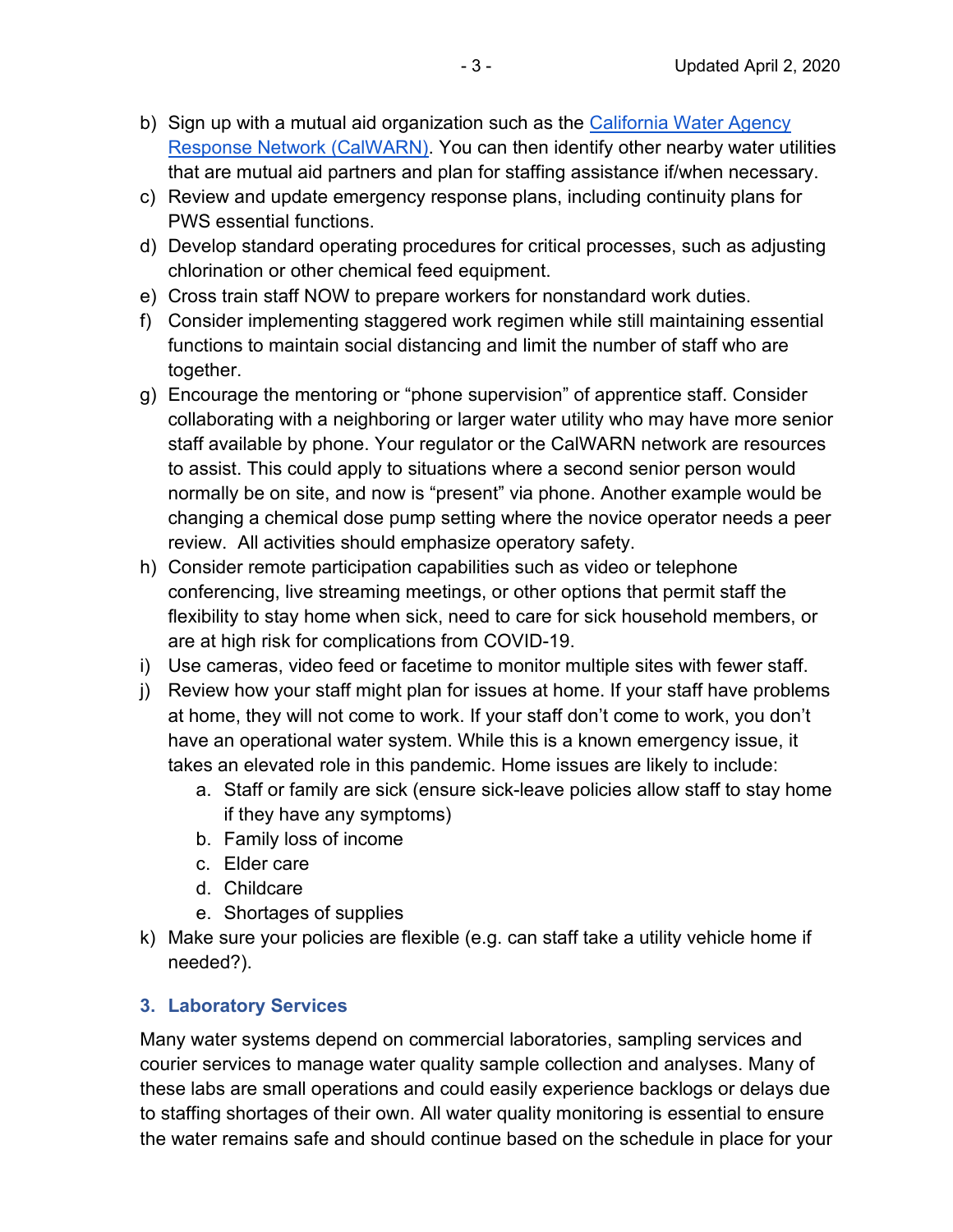b) Sign up with a mutual aid organization such as the [California Water Agency Response Network (CalWARN)](). You can then identify other nearby water utilities that are mutual aid partners and plan for staffing assistance if/when necessary.
c) Review and update emergency response plans, including continuity plans for PWS essential functions.
d) Develop standard operating procedures for critical processes, such as adjusting chlorination or other chemical feed equipment.
e) Cross train staff NOW to prepare workers for nonstandard work duties.
f) Consider implementing staggered work regimen while still maintaining essential functions to maintain social distancing and limit the number of staff who are together.
g) Encourage the mentoring or "phone supervision" of apprentice staff. Consider collaborating with a neighboring or larger water utility who may have more senior staff available by phone. Your regulator or the CalWARN network are resources to assist. This could apply to situations where a second senior person would normally be on site, and now is "present" via phone. Another example would be changing a chemical dose pump setting where the novice operator needs a peer review. All activities should emphasize operatory safety.
h) Consider remote participation capabilities such as video or telephone conferencing, live streaming meetings, or other options that permit staff the flexibility to stay home when sick, need to care for sick household members, or are at high risk for complications from COVID-19.
i) Use cameras, video feed or facetime to monitor multiple sites with fewer staff.
j) Review how your staff might plan for issues at home. If your staff have problems at home, they will not come to work. If your staff don't come to work, you don't have an operational water system. While this is a known emergency issue, it takes an elevated role in this pandemic. Home issues are likely to include:
    a. Staff or family are sick (ensure sick-leave policies allow staff to stay home if they have any symptoms)
    b. Family loss of income
    c. Elder care
    d. Childcare
    e. Shortages of supplies
k) Make sure your policies are flexible (e.g. can staff take a utility vehicle home if needed?).

### 3. Laboratory Services

Many water systems depend on commercial laboratories, sampling services and courier services to manage water quality sample collection and analyses. Many of these labs are small operations and could easily experience backlogs or delays due to staffing shortages of their own. All water quality monitoring is essential to ensure the water remains safe and should continue based on the schedule in place for your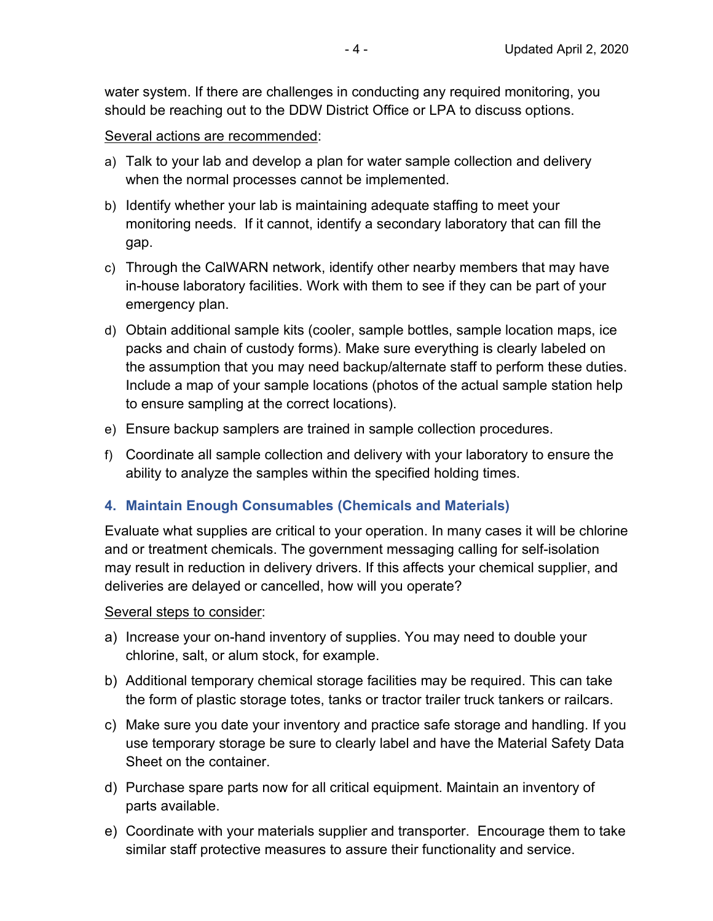water system. If there are challenges in conducting any required monitoring, you should be reaching out to the DDW District Office or LPA to discuss options.

Several actions are recommended:

a) Talk to your lab and develop a plan for water sample collection and delivery when the normal processes cannot be implemented.

b) Identify whether your lab is maintaining adequate staffing to meet your monitoring needs. If it cannot, identify a secondary laboratory that can fill the gap.

c) Through the CalWARN network, identify other nearby members that may have in-house laboratory facilities. Work with them to see if they can be part of your emergency plan.

d) Obtain additional sample kits (cooler, sample bottles, sample location maps, ice packs and chain of custody forms). Make sure everything is clearly labeled on the assumption that you may need backup/alternate staff to perform these duties. Include a map of your sample locations (photos of the actual sample station help to ensure sampling at the correct locations).

e) Ensure backup samplers are trained in sample collection procedures.

f) Coordinate all sample collection and delivery with your laboratory to ensure the ability to analyze the samples within the specified holding times.

### 4. Maintain Enough Consumables (Chemicals and Materials)

Evaluate what supplies are critical to your operation. In many cases it will be chlorine and or treatment chemicals. The government messaging calling for self-isolation may result in reduction in delivery drivers. If this affects your chemical supplier, and deliveries are delayed or cancelled, how will you operate?

Several steps to consider:

a) Increase your on-hand inventory of supplies. You may need to double your chlorine, salt, or alum stock, for example.

b) Additional temporary chemical storage facilities may be required. This can take the form of plastic storage totes, tanks or tractor trailer truck tankers or railcars.

c) Make sure you date your inventory and practice safe storage and handling. If you use temporary storage be sure to clearly label and have the Material Safety Data Sheet on the container.

d) Purchase spare parts now for all critical equipment. Maintain an inventory of parts available.

e) Coordinate with your materials supplier and transporter. Encourage them to take similar staff protective measures to assure their functionality and service.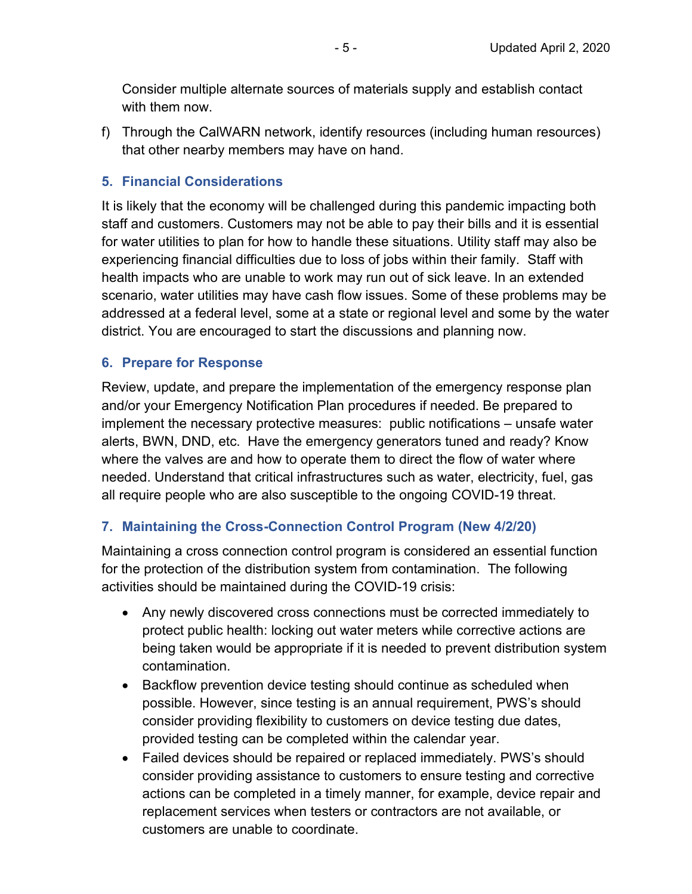Consider multiple alternate sources of materials supply and establish contact with them now.

f) Through the CalWARN network, identify resources (including human resources) that other nearby members may have on hand.

### 5. Financial Considerations

It is likely that the economy will be challenged during this pandemic impacting both staff and customers. Customers may not be able to pay their bills and it is essential for water utilities to plan for how to handle these situations. Utility staff may also be experiencing financial difficulties due to loss of jobs within their family. Staff with health impacts who are unable to work may run out of sick leave. In an extended scenario, water utilities may have cash flow issues. Some of these problems may be addressed at a federal level, some at a state or regional level and some by the water district. You are encouraged to start the discussions and planning now.

### 6. Prepare for Response

Review, update, and prepare the implementation of the emergency response plan and/or your Emergency Notification Plan procedures if needed. Be prepared to implement the necessary protective measures: public notifications – unsafe water alerts, BWN, DND, etc. Have the emergency generators tuned and ready? Know where the valves are and how to operate them to direct the flow of water where needed. Understand that critical infrastructures such as water, electricity, fuel, gas all require people who are also susceptible to the ongoing COVID-19 threat.

### 7. Maintaining the Cross-Connection Control Program (New 4/2/20)

Maintaining a cross connection control program is considered an essential function for the protection of the distribution system from contamination. The following activities should be maintained during the COVID-19 crisis:

- Any newly discovered cross connections must be corrected immediately to protect public health: locking out water meters while corrective actions are being taken would be appropriate if it is needed to prevent distribution system contamination.
- Backflow prevention device testing should continue as scheduled when possible. However, since testing is an annual requirement, PWS's should consider providing flexibility to customers on device testing due dates, provided testing can be completed within the calendar year.
- Failed devices should be repaired or replaced immediately. PWS's should consider providing assistance to customers to ensure testing and corrective actions can be completed in a timely manner, for example, device repair and replacement services when testers or contractors are not available, or customers are unable to coordinate.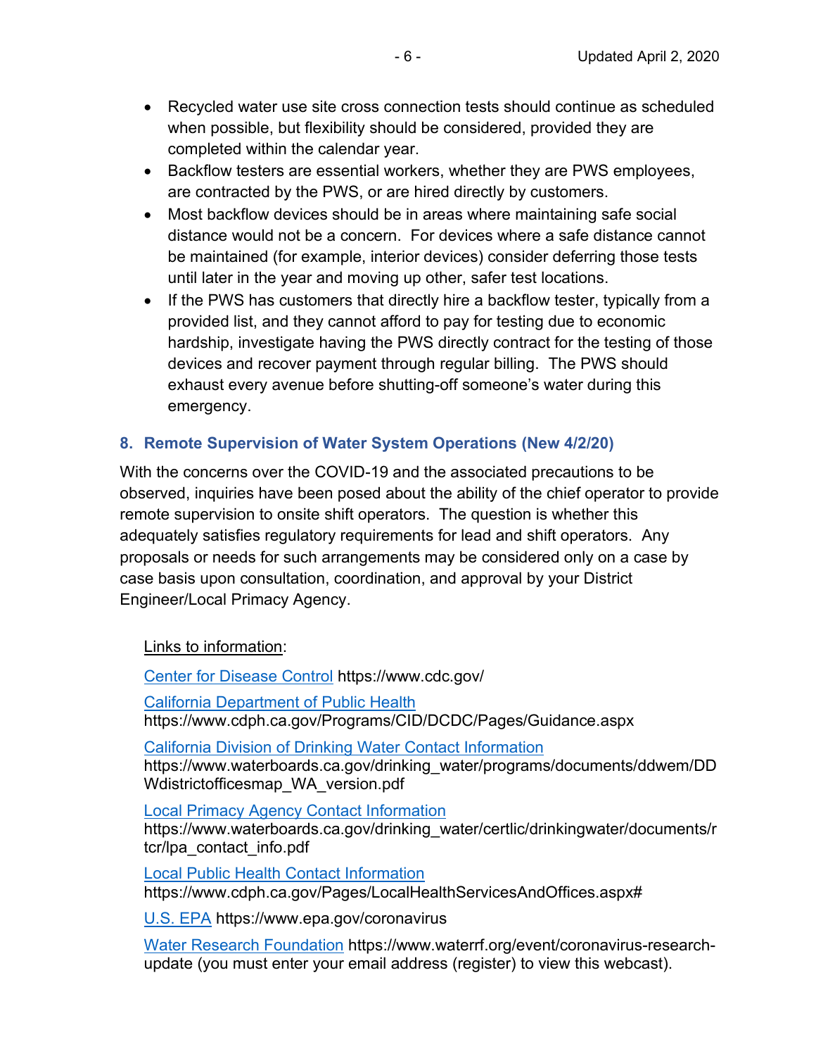- Recycled water use site cross connection tests should continue as scheduled when possible, but flexibility should be considered, provided they are completed within the calendar year.
- Backflow testers are essential workers, whether they are PWS employees, are contracted by the PWS, or are hired directly by customers.
- Most backflow devices should be in areas where maintaining safe social distance would not be a concern. For devices where a safe distance cannot be maintained (for example, interior devices) consider deferring those tests until later in the year and moving up other, safer test locations.
- If the PWS has customers that directly hire a backflow tester, typically from a provided list, and they cannot afford to pay for testing due to economic hardship, investigate having the PWS directly contract for the testing of those devices and recover payment through regular billing. The PWS should exhaust every avenue before shutting-off someone's water during this emergency.

## 8. Remote Supervision of Water System Operations (New 4/2/20)

With the concerns over the COVID-19 and the associated precautions to be observed, inquiries have been posed about the ability of the chief operator to provide remote supervision to onsite shift operators. The question is whether this adequately satisfies regulatory requirements for lead and shift operators. Any proposals or needs for such arrangements may be considered only on a case by case basis upon consultation, coordination, and approval by your District Engineer/Local Primacy Agency.

Links to information:

Center for Disease Control https://www.cdc.gov/

California Department of Public Health
https://www.cdph.ca.gov/Programs/CID/DCDC/Pages/Guidance.aspx

California Division of Drinking Water Contact Information
https://www.waterboards.ca.gov/drinking_water/programs/documents/ddwem/DDWdistrictofficesmap_WA_version.pdf

Local Primacy Agency Contact Information
https://www.waterboards.ca.gov/drinking_water/certlic/drinkingwater/documents/rtcr/lpa_contact_info.pdf

Local Public Health Contact Information
https://www.cdph.ca.gov/Pages/LocalHealthServicesAndOffices.aspx#

U.S. EPA https://www.epa.gov/coronavirus

Water Research Foundation https://www.waterrf.org/event/coronavirus-research-update (you must enter your email address (register) to view this webcast).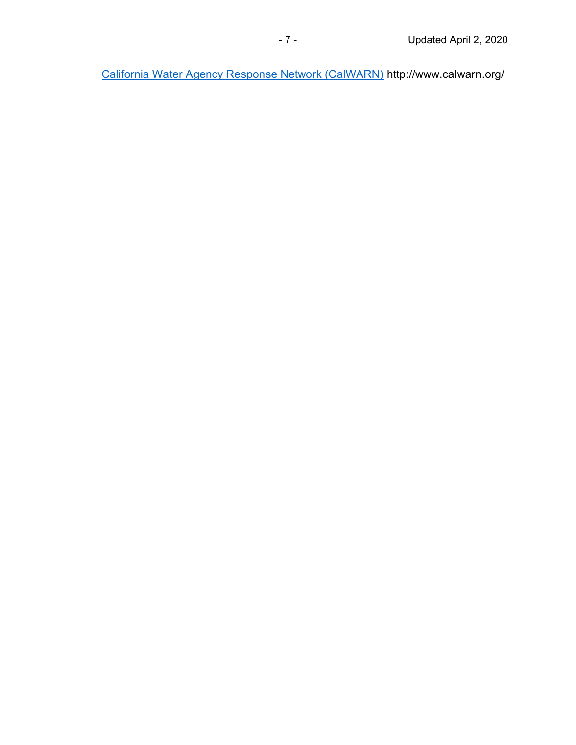California Water Agency Response Network (CalWARN) http://www.calwarn.org/